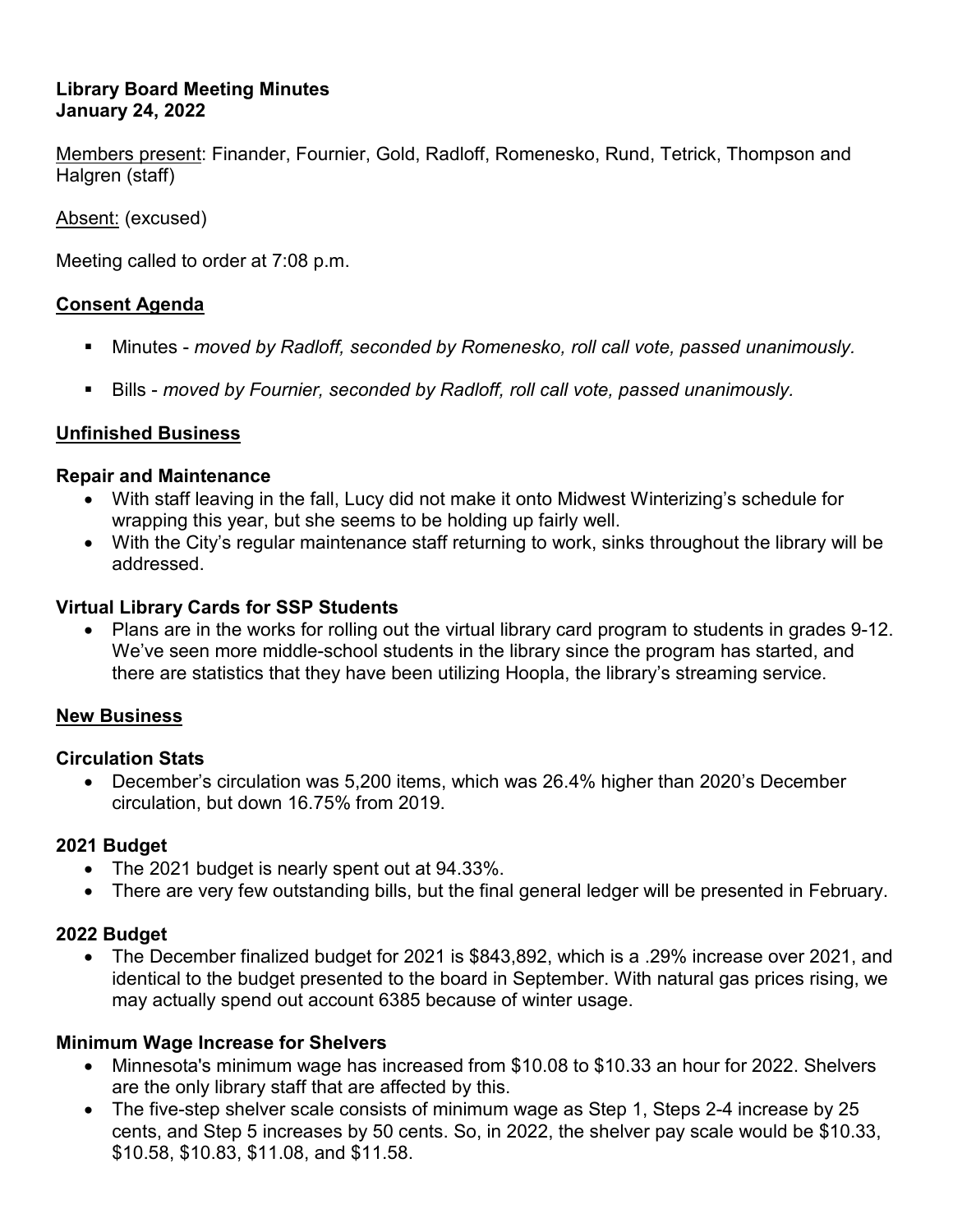**Library Board Meeting Minutes**
**January 24, 2022**

<u>Members present</u>: Finander, Fournier, Gold, Radloff, Romenesko, Rund, Tetrick, Thompson and Halgren (staff)

<u>Absent:</u> (excused)

Meeting called to order at 7:08 p.m.

## Consent Agenda

- Minutes - *moved by Radloff, seconded by Romenesko, roll call vote, passed unanimously.*
- Bills - *moved by Fournier, seconded by Radloff, roll call vote, passed unanimously.*

## Unfinished Business

### Repair and Maintenance

- With staff leaving in the fall, Lucy did not make it onto Midwest Winterizing's schedule for wrapping this year, but she seems to be holding up fairly well.
- With the City's regular maintenance staff returning to work, sinks throughout the library will be addressed.

### Virtual Library Cards for SSP Students

- Plans are in the works for rolling out the virtual library card program to students in grades 9-12. We've seen more middle-school students in the library since the program has started, and there are statistics that they have been utilizing Hoopla, the library's streaming service.

## New Business

### Circulation Stats

- December's circulation was 5,200 items, which was 26.4% higher than 2020's December circulation, but down 16.75% from 2019.

### 2021 Budget

- The 2021 budget is nearly spent out at 94.33%.
- There are very few outstanding bills, but the final general ledger will be presented in February.

### 2022 Budget

- The December finalized budget for 2021 is $843,892, which is a .29% increase over 2021, and identical to the budget presented to the board in September. With natural gas prices rising, we may actually spend out account 6385 because of winter usage.

### Minimum Wage Increase for Shelvers

- Minnesota's minimum wage has increased from $10.08 to $10.33 an hour for 2022. Shelvers are the only library staff that are affected by this.
- The five-step shelver scale consists of minimum wage as Step 1, Steps 2-4 increase by 25 cents, and Step 5 increases by 50 cents. So, in 2022, the shelver pay scale would be $10.33, $10.58, $10.83, $11.08, and $11.58.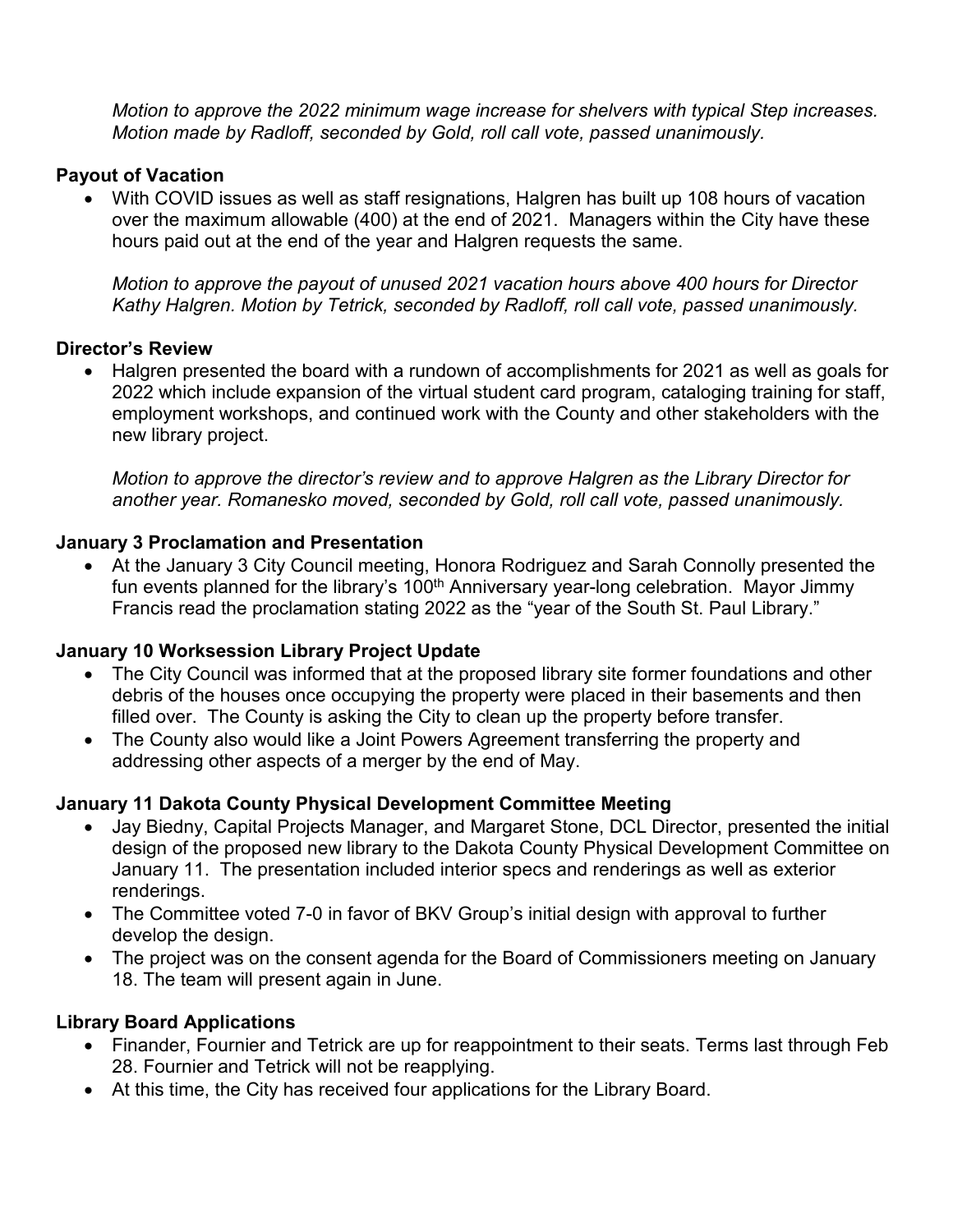*Motion to approve the 2022 minimum wage increase for shelvers with typical Step increases. Motion made by Radloff, seconded by Gold, roll call vote, passed unanimously.*

**Payout of Vacation**

- With COVID issues as well as staff resignations, Halgren has built up 108 hours of vacation over the maximum allowable (400) at the end of 2021. Managers within the City have these hours paid out at the end of the year and Halgren requests the same.

  *Motion to approve the payout of unused 2021 vacation hours above 400 hours for Director Kathy Halgren. Motion by Tetrick, seconded by Radloff, roll call vote, passed unanimously.*

**Director's Review**

- Halgren presented the board with a rundown of accomplishments for 2021 as well as goals for 2022 which include expansion of the virtual student card program, cataloging training for staff, employment workshops, and continued work with the County and other stakeholders with the new library project.

  *Motion to approve the director's review and to approve Halgren as the Library Director for another year. Romanesko moved, seconded by Gold, roll call vote, passed unanimously.*

**January 3 Proclamation and Presentation**

- At the January 3 City Council meeting, Honora Rodriguez and Sarah Connolly presented the fun events planned for the library's 100th Anniversary year-long celebration. Mayor Jimmy Francis read the proclamation stating 2022 as the "year of the South St. Paul Library."

**January 10 Worksession Library Project Update**

- The City Council was informed that at the proposed library site former foundations and other debris of the houses once occupying the property were placed in their basements and then filled over. The County is asking the City to clean up the property before transfer.
- The County also would like a Joint Powers Agreement transferring the property and addressing other aspects of a merger by the end of May.

**January 11 Dakota County Physical Development Committee Meeting**

- Jay Biedny, Capital Projects Manager, and Margaret Stone, DCL Director, presented the initial design of the proposed new library to the Dakota County Physical Development Committee on January 11. The presentation included interior specs and renderings as well as exterior renderings.
- The Committee voted 7-0 in favor of BKV Group's initial design with approval to further develop the design.
- The project was on the consent agenda for the Board of Commissioners meeting on January 18. The team will present again in June.

**Library Board Applications**

- Finander, Fournier and Tetrick are up for reappointment to their seats. Terms last through Feb 28. Fournier and Tetrick will not be reapplying.
- At this time, the City has received four applications for the Library Board.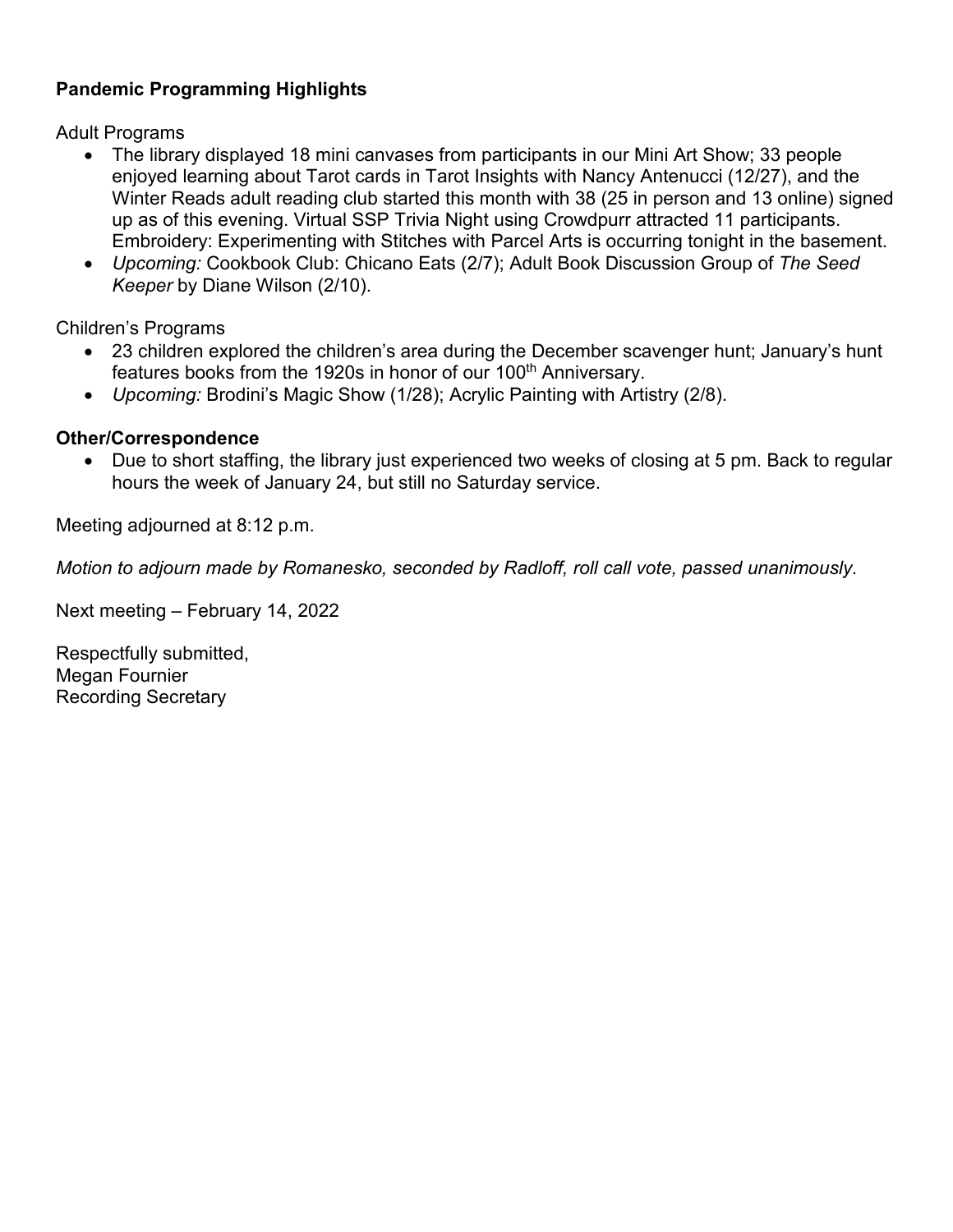**Pandemic Programming Highlights**

Adult Programs

- The library displayed 18 mini canvases from participants in our Mini Art Show; 33 people enjoyed learning about Tarot cards in Tarot Insights with Nancy Antenucci (12/27), and the Winter Reads adult reading club started this month with 38 (25 in person and 13 online) signed up as of this evening. Virtual SSP Trivia Night using Crowdpurr attracted 11 participants. Embroidery: Experimenting with Stitches with Parcel Arts is occurring tonight in the basement.
- *Upcoming:* Cookbook Club: Chicano Eats (2/7); Adult Book Discussion Group of *The Seed Keeper* by Diane Wilson (2/10).

Children's Programs

- 23 children explored the children's area during the December scavenger hunt; January's hunt features books from the 1920s in honor of our 100th Anniversary.
- *Upcoming:* Brodini's Magic Show (1/28); Acrylic Painting with Artistry (2/8).

**Other/Correspondence**

- Due to short staffing, the library just experienced two weeks of closing at 5 pm. Back to regular hours the week of January 24, but still no Saturday service.

Meeting adjourned at 8:12 p.m.

*Motion to adjourn made by Romanesko, seconded by Radloff, roll call vote, passed unanimously.*

Next meeting – February 14, 2022

Respectfully submitted,
Megan Fournier
Recording Secretary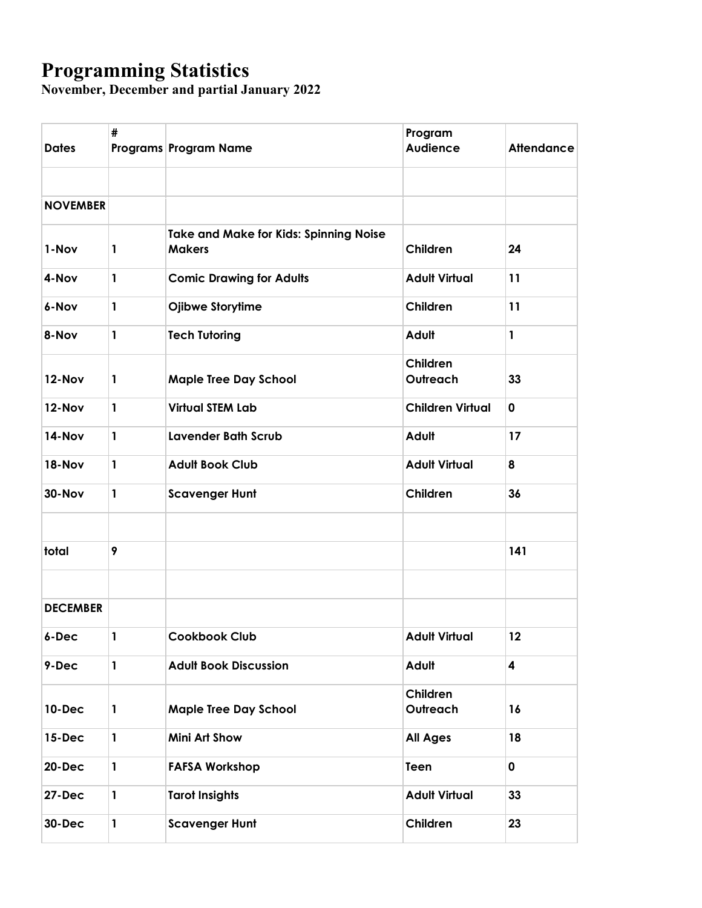# Programming Statistics

**November, December and partial January 2022**

| Dates | # Programs | Program Name | Program Audience | Attendance |
|---|---|---|---|---|
| | | | | |
| **NOVEMBER** | | | | |
| 1-Nov | 1 | Take and Make for Kids: Spinning Noise Makers | Children | 24 |
| 4-Nov | 1 | Comic Drawing for Adults | Adult Virtual | 11 |
| 6-Nov | 1 | Ojibwe Storytime | Children | 11 |
| 8-Nov | 1 | Tech Tutoring | Adult | 1 |
| 12-Nov | 1 | Maple Tree Day School | Children Outreach | 33 |
| 12-Nov | 1 | Virtual STEM Lab | Children Virtual | 0 |
| 14-Nov | 1 | Lavender Bath Scrub | Adult | 17 |
| 18-Nov | 1 | Adult Book Club | Adult Virtual | 8 |
| 30-Nov | 1 | Scavenger Hunt | Children | 36 |
| | | | | |
| total | 9 | | | 141 |
| | | | | |
| **DECEMBER** | | | | |
| 6-Dec | 1 | Cookbook Club | Adult Virtual | 12 |
| 9-Dec | 1 | Adult Book Discussion | Adult | 4 |
| 10-Dec | 1 | Maple Tree Day School | Children Outreach | 16 |
| 15-Dec | 1 | Mini Art Show | All Ages | 18 |
| 20-Dec | 1 | FAFSA Workshop | Teen | 0 |
| 27-Dec | 1 | Tarot Insights | Adult Virtual | 33 |
| 30-Dec | 1 | Scavenger Hunt | Children | 23 |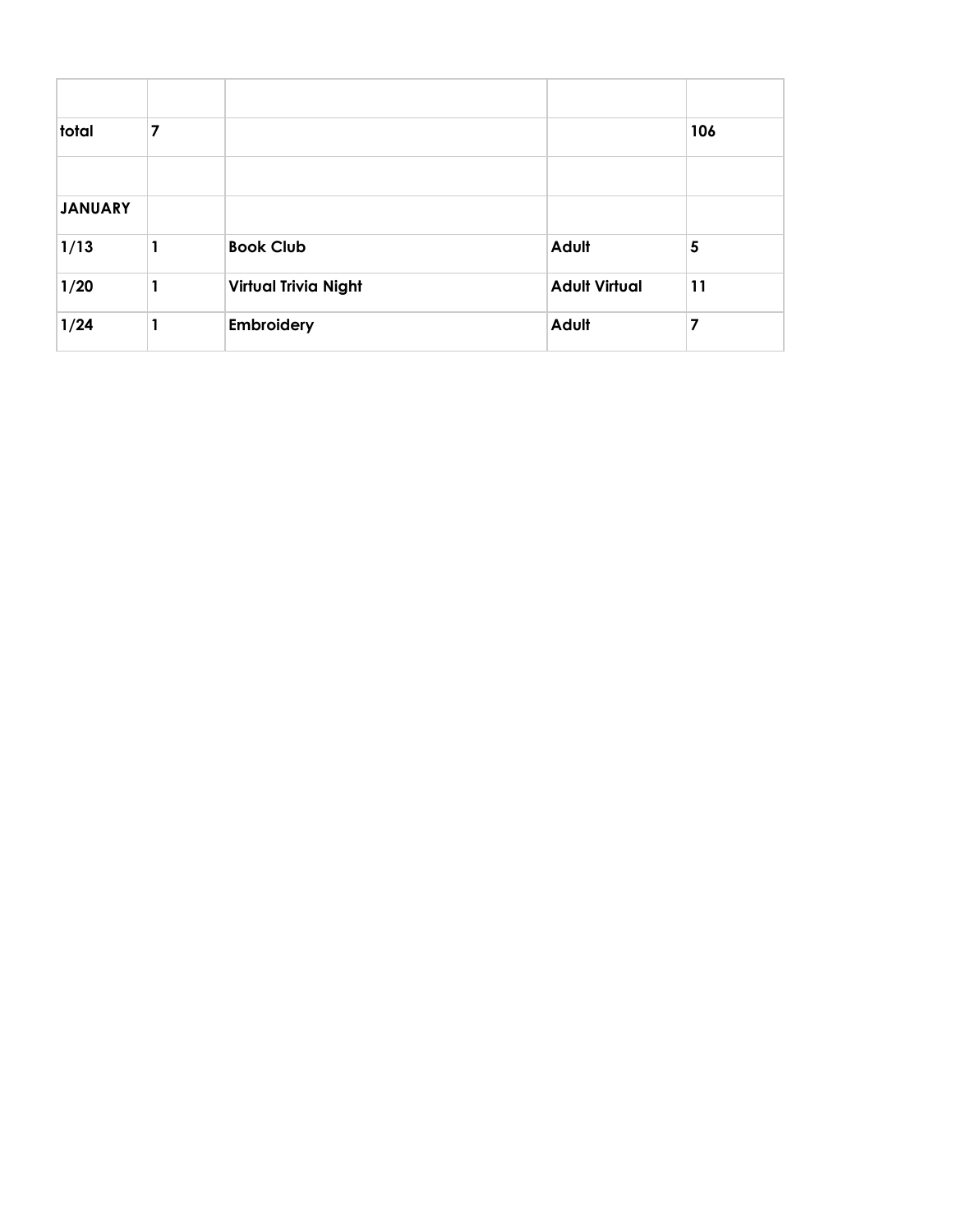| | | | | |
|---|---|---|---|---|
| | | | | |
| total | 7 | | | 106 |
| | | | | |
| **JANUARY** | | | | |
| **1/13** | **1** | **Book Club** | **Adult** | **5** |
| **1/20** | **1** | **Virtual Trivia Night** | **Adult Virtual** | **11** |
| **1/24** | **1** | **Embroidery** | **Adult** | **7** |